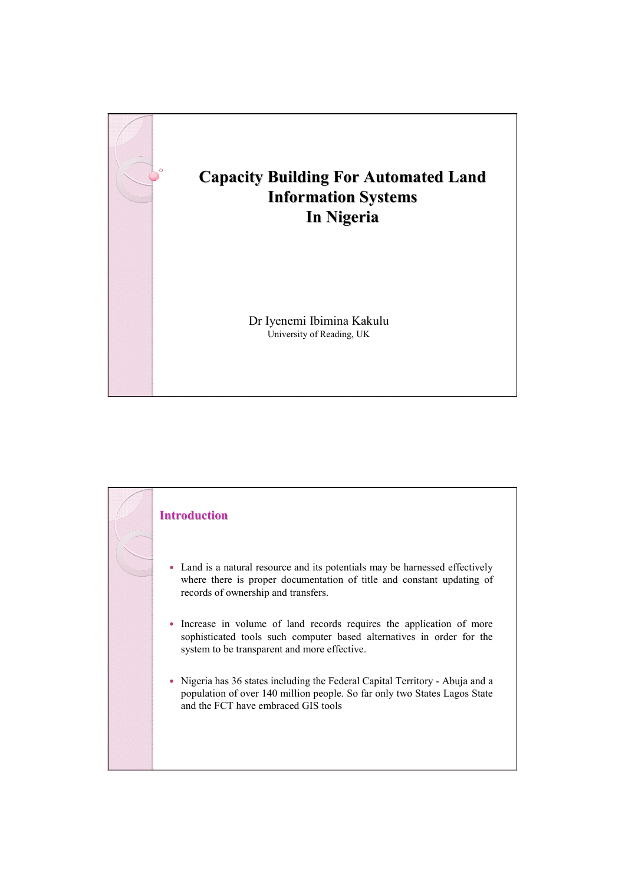# Capacity Building For Automated Land Information Systems In Nigeria

Dr Iyenemi Ibimina Kakulu

University of Reading, UK

## Introduction

- Land is a natural resource and its potentials may be harnessed effectively where there is proper documentation of title and constant updating of records of ownership and transfers.
- Increase in volume of land records requires the application of more sophisticated tools such computer based alternatives in order for the system to be transparent and more effective.
- Nigeria has 36 states including the Federal Capital Territory - Abuja and a population of over 140 million people. So far only two States Lagos State and the FCT have embraced GIS tools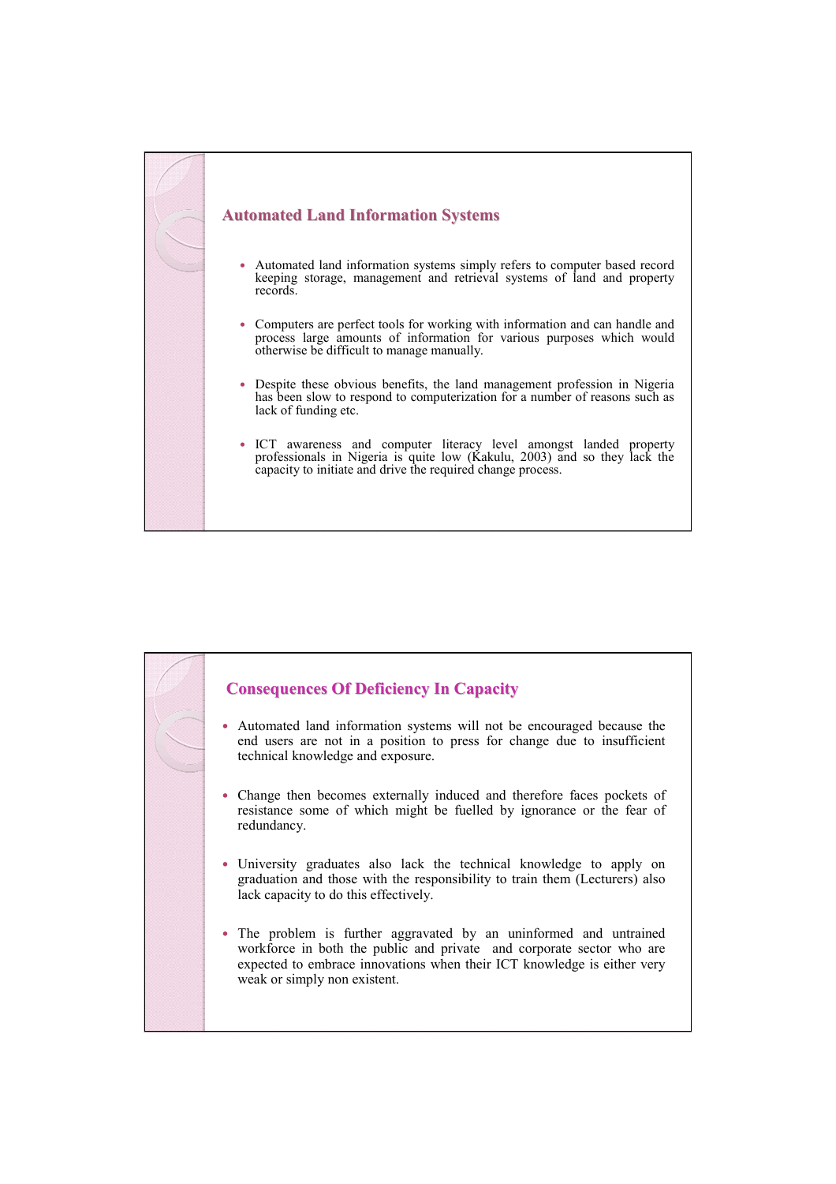## Automated Land Information Systems

- Automated land information systems simply refers to computer based record keeping storage, management and retrieval systems of land and property records.
- Computers are perfect tools for working with information and can handle and process large amounts of information for various purposes which would otherwise be difficult to manage manually.
- Despite these obvious benefits, the land management profession in Nigeria has been slow to respond to computerization for a number of reasons such as lack of funding etc.
- ICT awareness and computer literacy level amongst landed property professionals in Nigeria is quite low (Kakulu, 2003) and so they lack the capacity to initiate and drive the required change process.

## Consequences Of Deficiency In Capacity

- Automated land information systems will not be encouraged because the end users are not in a position to press for change due to insufficient technical knowledge and exposure.
- Change then becomes externally induced and therefore faces pockets of resistance some of which might be fuelled by ignorance or the fear of redundancy.
- University graduates also lack the technical knowledge to apply on graduation and those with the responsibility to train them (Lecturers) also lack capacity to do this effectively.
- The problem is further aggravated by an uninformed and untrained workforce in both the public and private and corporate sector who are expected to embrace innovations when their ICT knowledge is either very weak or simply non existent.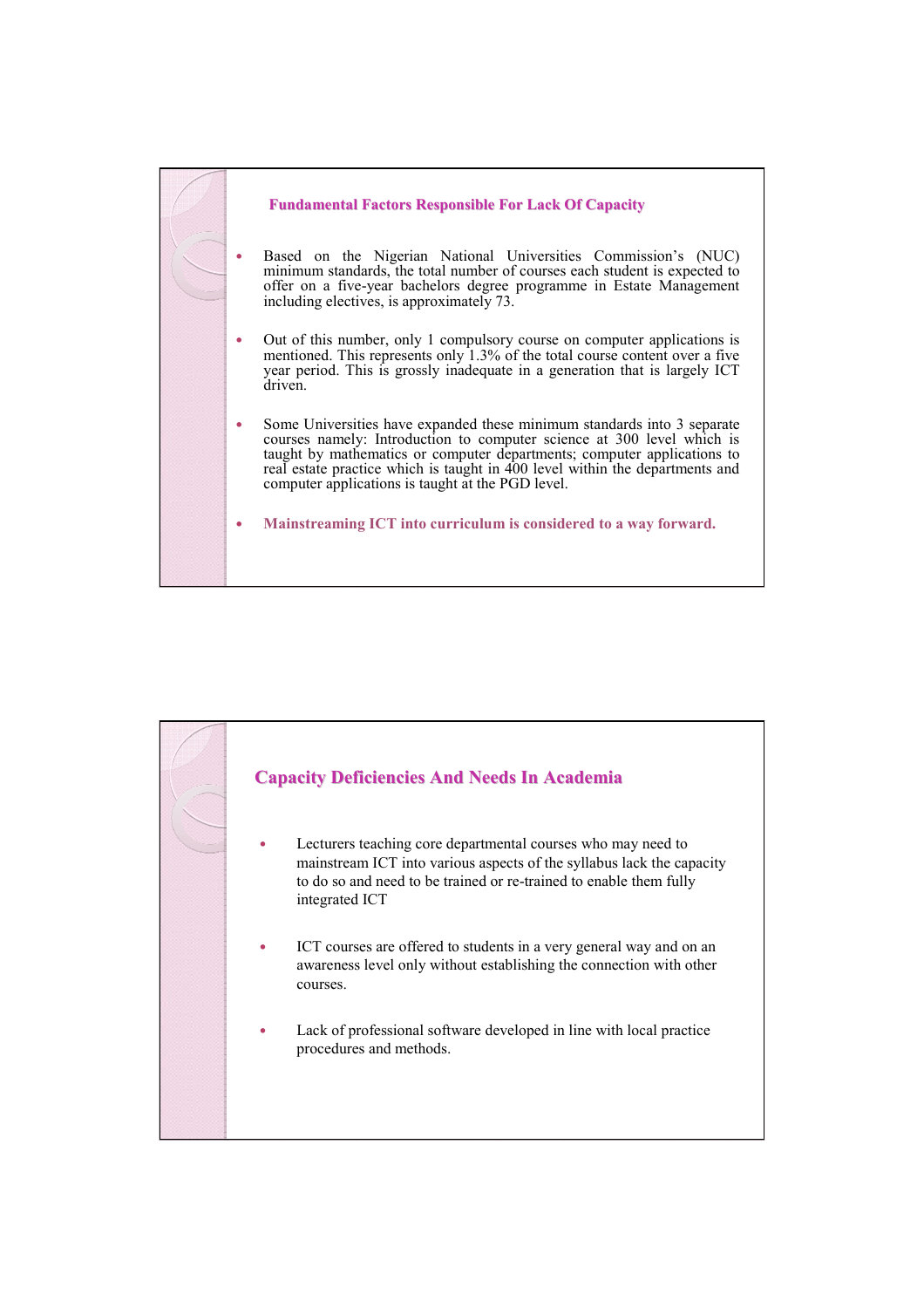## Fundamental Factors Responsible For Lack Of Capacity

- Based on the Nigerian National Universities Commission's (NUC) minimum standards, the total number of courses each student is expected to offer on a five-year bachelors degree programme in Estate Management including electives, is approximately 73.
- Out of this number, only 1 compulsory course on computer applications is mentioned. This represents only 1.3% of the total course content over a five year period. This is grossly inadequate in a generation that is largely ICT driven.
- Some Universities have expanded these minimum standards into 3 separate courses namely: Introduction to computer science at 300 level which is taught by mathematics or computer departments; computer applications to real estate practice which is taught in 400 level within the departments and computer applications is taught at the PGD level.
- **Mainstreaming ICT into curriculum is considered to a way forward.**

## Capacity Deficiencies And Needs In Academia

- Lecturers teaching core departmental courses who may need to mainstream ICT into various aspects of the syllabus lack the capacity to do so and need to be trained or re-trained to enable them fully integrated ICT
- ICT courses are offered to students in a very general way and on an awareness level only without establishing the connection with other courses.
- Lack of professional software developed in line with local practice procedures and methods.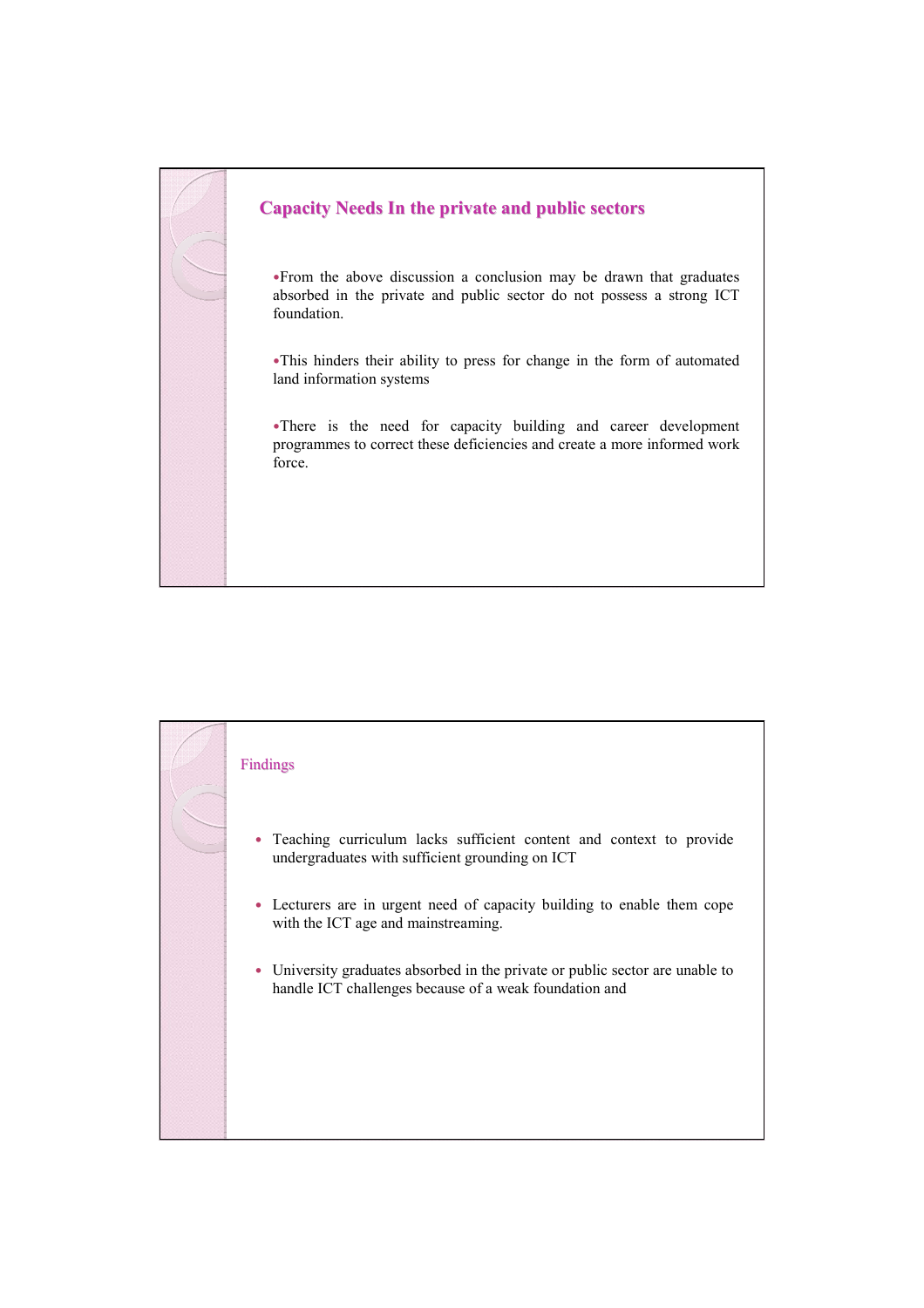## Capacity Needs In the private and public sectors

- From the above discussion a conclusion may be drawn that graduates absorbed in the private and public sector do not possess a strong ICT foundation.
- This hinders their ability to press for change in the form of automated land information systems
- There is the need for capacity building and career development programmes to correct these deficiencies and create a more informed work force.

## Findings

- Teaching curriculum lacks sufficient content and context to provide undergraduates with sufficient grounding on ICT
- Lecturers are in urgent need of capacity building to enable them cope with the ICT age and mainstreaming.
- University graduates absorbed in the private or public sector are unable to handle ICT challenges because of a weak foundation and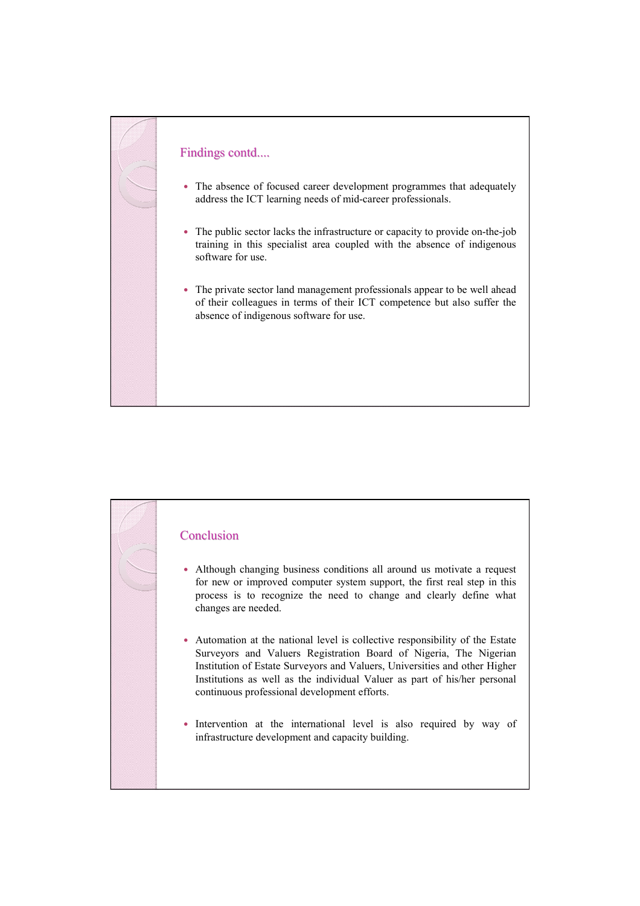## Findings contd....

- The absence of focused career development programmes that adequately address the ICT learning needs of mid-career professionals.
- The public sector lacks the infrastructure or capacity to provide on-the-job training in this specialist area coupled with the absence of indigenous software for use.
- The private sector land management professionals appear to be well ahead of their colleagues in terms of their ICT competence but also suffer the absence of indigenous software for use.

## Conclusion

- Although changing business conditions all around us motivate a request for new or improved computer system support, the first real step in this process is to recognize the need to change and clearly define what changes are needed.
- Automation at the national level is collective responsibility of the Estate Surveyors and Valuers Registration Board of Nigeria, The Nigerian Institution of Estate Surveyors and Valuers, Universities and other Higher Institutions as well as the individual Valuer as part of his/her personal continuous professional development efforts.
- Intervention at the international level is also required by way of infrastructure development and capacity building.